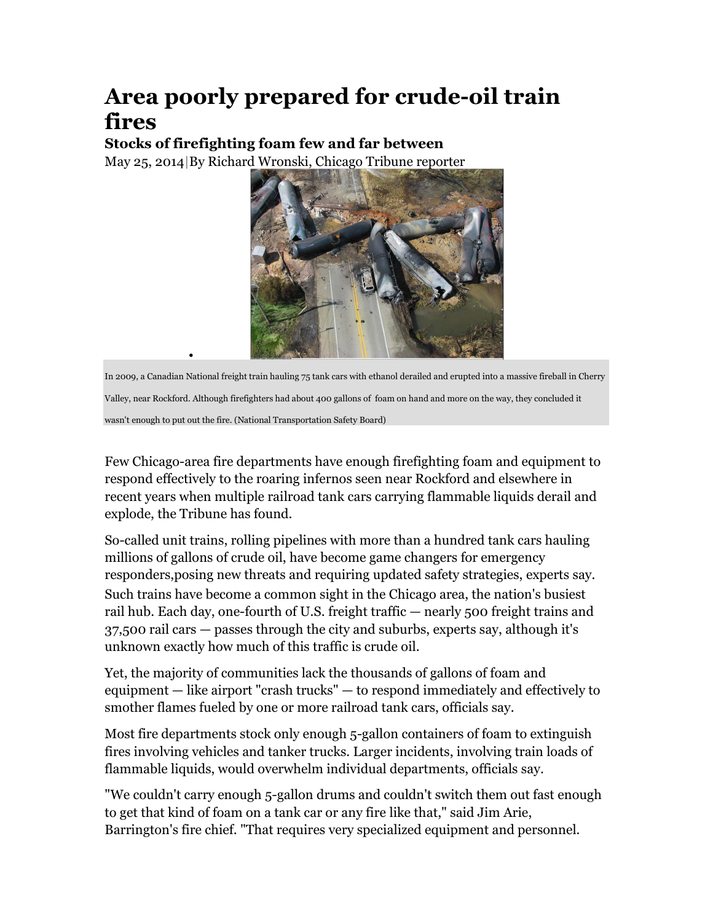# Area poorly prepared for crude-oil train fires

### Stocks of firefighting foam few and far between

May 25, 2014|By Richard Wronski, Chicago Tribune reporter

In 2009, a Canadian National freight train hauling 75 tank cars with ethanol derailed and erupted into a massive fireball in Cherry Valley, near Rockford. Although firefighters had about 400 gallons of foam on hand and more on the way, they concluded it wasn't enough to put out the fire. (National Transportation Safety Board)

Few Chicago-area fire departments have enough firefighting foam and equipment to respond effectively to the roaring infernos seen near Rockford and elsewhere in recent years when multiple railroad tank cars carrying flammable liquids derail and explode, the Tribune has found.

So-called unit trains, rolling pipelines with more than a hundred tank cars hauling millions of gallons of crude oil, have become game changers for emergency responders,posing new threats and requiring updated safety strategies, experts say. Such trains have become a common sight in the Chicago area, the nation's busiest rail hub. Each day, one-fourth of U.S. freight traffic — nearly 500 freight trains and 37,500 rail cars — passes through the city and suburbs, experts say, although it's unknown exactly how much of this traffic is crude oil.

Yet, the majority of communities lack the thousands of gallons of foam and equipment — like airport "crash trucks" — to respond immediately and effectively to smother flames fueled by one or more railroad tank cars, officials say.

Most fire departments stock only enough 5-gallon containers of foam to extinguish fires involving vehicles and tanker trucks. Larger incidents, involving train loads of flammable liquids, would overwhelm individual departments, officials say.

"We couldn't carry enough 5-gallon drums and couldn't switch them out fast enough to get that kind of foam on a tank car or any fire like that," said Jim Arie, Barrington's fire chief. "That requires very specialized equipment and personnel.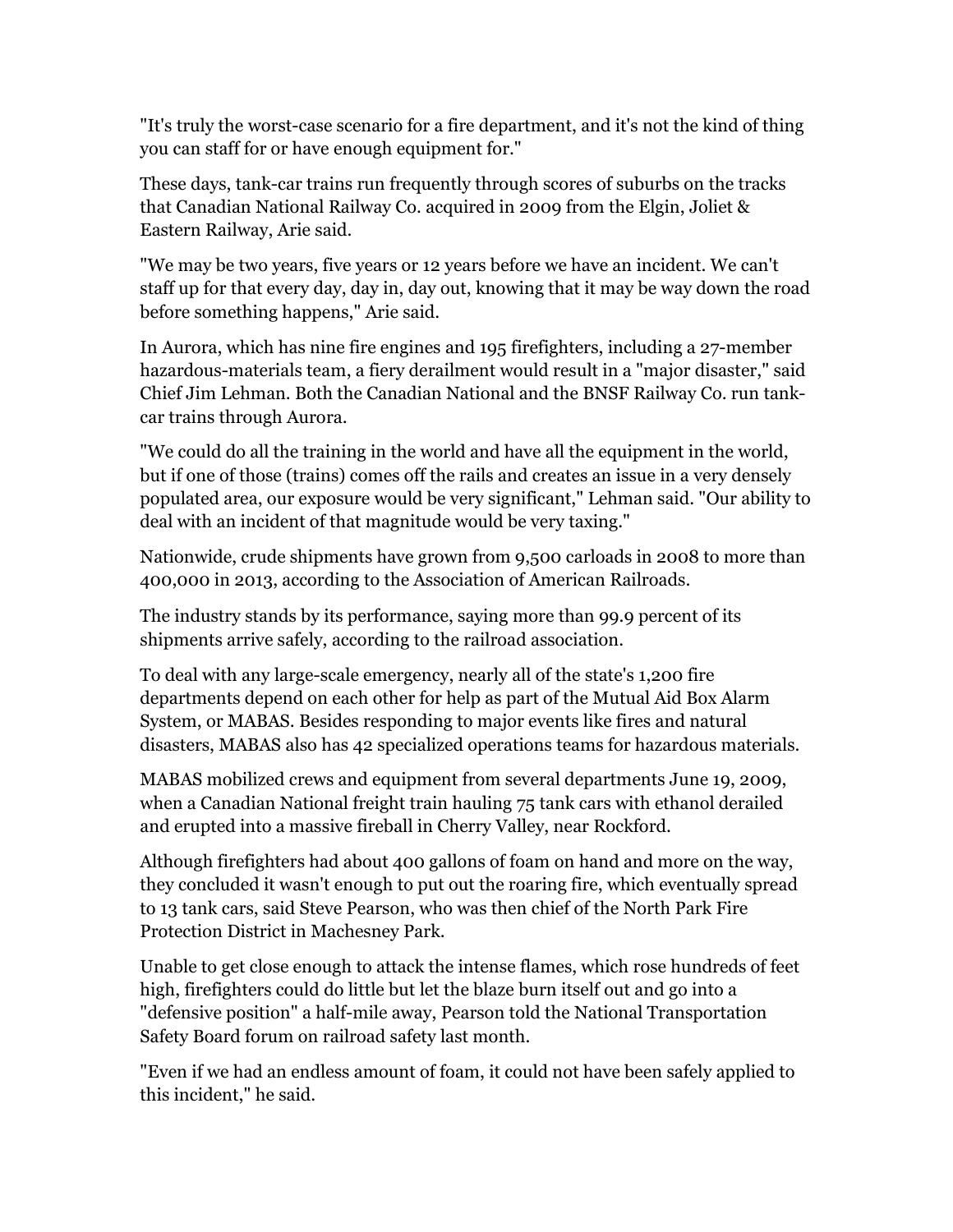"It's truly the worst-case scenario for a fire department, and it's not the kind of thing you can staff for or have enough equipment for."

These days, tank-car trains run frequently through scores of suburbs on the tracks that Canadian National Railway Co. acquired in 2009 from the Elgin, Joliet & Eastern Railway, Arie said.

"We may be two years, five years or 12 years before we have an incident. We can't staff up for that every day, day in, day out, knowing that it may be way down the road before something happens," Arie said.

In Aurora, which has nine fire engines and 195 firefighters, including a 27-member hazardous-materials team, a fiery derailment would result in a "major disaster," said Chief Jim Lehman. Both the Canadian National and the BNSF Railway Co. run tank-car trains through Aurora.

"We could do all the training in the world and have all the equipment in the world, but if one of those (trains) comes off the rails and creates an issue in a very densely populated area, our exposure would be very significant," Lehman said. "Our ability to deal with an incident of that magnitude would be very taxing."

Nationwide, crude shipments have grown from 9,500 carloads in 2008 to more than 400,000 in 2013, according to the Association of American Railroads.

The industry stands by its performance, saying more than 99.9 percent of its shipments arrive safely, according to the railroad association.

To deal with any large-scale emergency, nearly all of the state's 1,200 fire departments depend on each other for help as part of the Mutual Aid Box Alarm System, or MABAS. Besides responding to major events like fires and natural disasters, MABAS also has 42 specialized operations teams for hazardous materials.

MABAS mobilized crews and equipment from several departments June 19, 2009, when a Canadian National freight train hauling 75 tank cars with ethanol derailed and erupted into a massive fireball in Cherry Valley, near Rockford.

Although firefighters had about 400 gallons of foam on hand and more on the way, they concluded it wasn't enough to put out the roaring fire, which eventually spread to 13 tank cars, said Steve Pearson, who was then chief of the North Park Fire Protection District in Machesney Park.

Unable to get close enough to attack the intense flames, which rose hundreds of feet high, firefighters could do little but let the blaze burn itself out and go into a "defensive position" a half-mile away, Pearson told the National Transportation Safety Board forum on railroad safety last month.

"Even if we had an endless amount of foam, it could not have been safely applied to this incident," he said.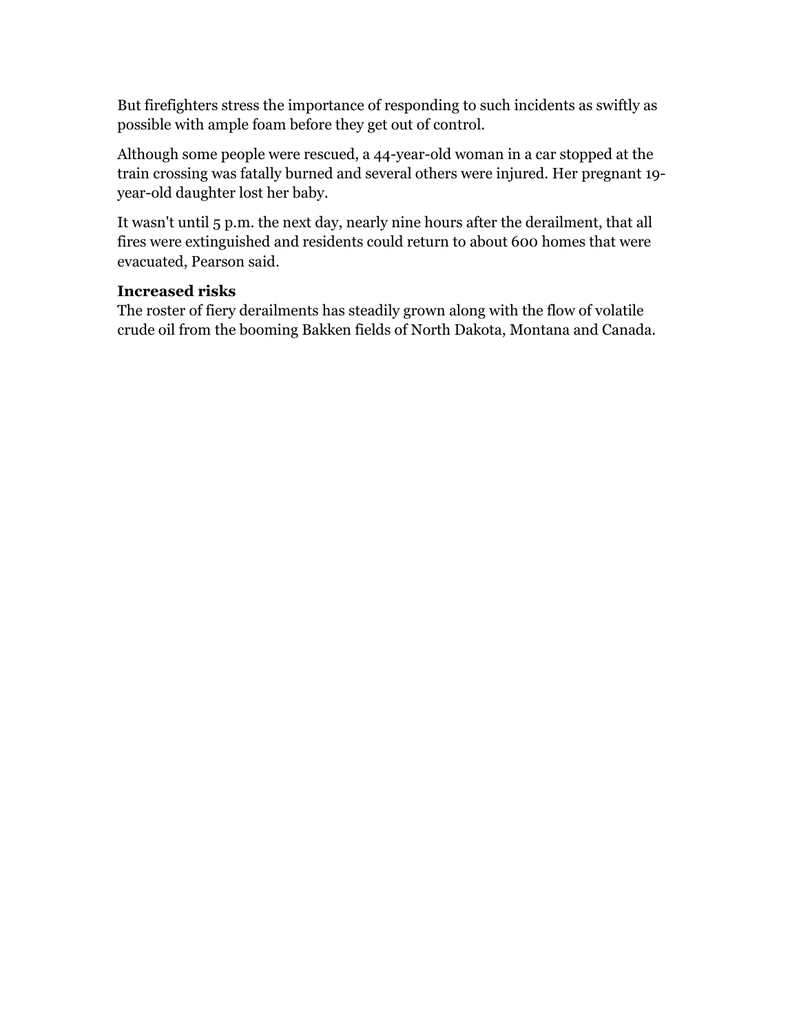But firefighters stress the importance of responding to such incidents as swiftly as possible with ample foam before they get out of control.

Although some people were rescued, a 44-year-old woman in a car stopped at the train crossing was fatally burned and several others were injured. Her pregnant 19-year-old daughter lost her baby.

It wasn't until 5 p.m. the next day, nearly nine hours after the derailment, that all fires were extinguished and residents could return to about 600 homes that were evacuated, Pearson said.

**Increased risks**

The roster of fiery derailments has steadily grown along with the flow of volatile crude oil from the booming Bakken fields of North Dakota, Montana and Canada.